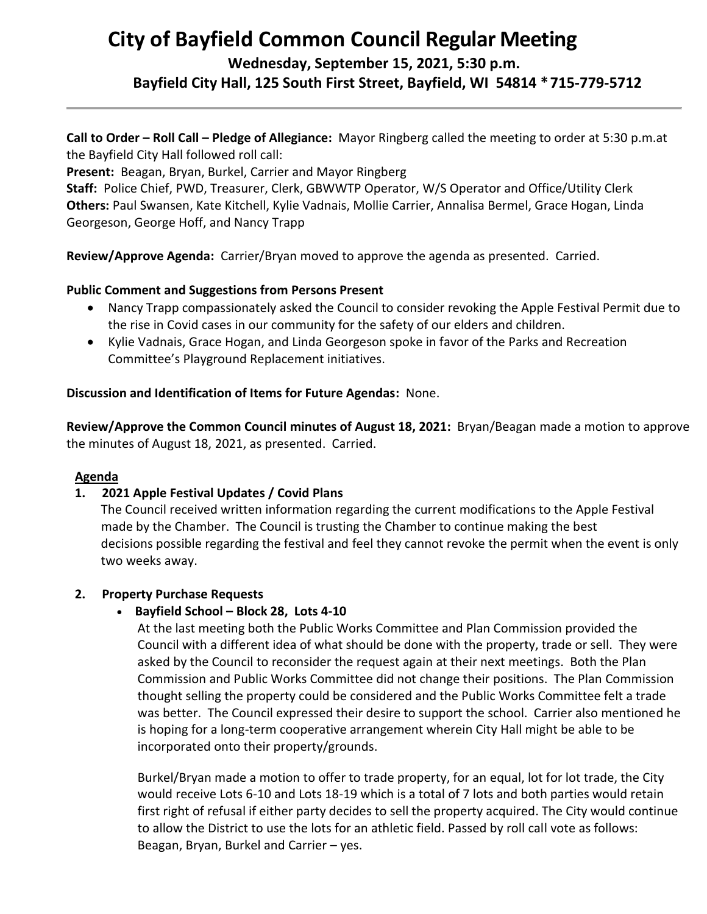# City of Bayfield Common Council Regular Meeting

## Wednesday, September 15, 2021, 5:30 p.m.

## Bayfield City Hall, 125 South First Street, Bayfield, WI 54814 * 715-779-5712

**Call to Order – Roll Call – Pledge of Allegiance:** Mayor Ringberg called the meeting to order at 5:30 p.m.at the Bayfield City Hall followed roll call:

**Present:** Beagan, Bryan, Burkel, Carrier and Mayor Ringberg

**Staff:** Police Chief, PWD, Treasurer, Clerk, GBWWTP Operator, W/S Operator and Office/Utility Clerk

**Others:** Paul Swansen, Kate Kitchell, Kylie Vadnais, Mollie Carrier, Annalisa Bermel, Grace Hogan, Linda Georgeson, George Hoff, and Nancy Trapp

**Review/Approve Agenda:** Carrier/Bryan moved to approve the agenda as presented. Carried.

**Public Comment and Suggestions from Persons Present**

- Nancy Trapp compassionately asked the Council to consider revoking the Apple Festival Permit due to the rise in Covid cases in our community for the safety of our elders and children.
- Kylie Vadnais, Grace Hogan, and Linda Georgeson spoke in favor of the Parks and Recreation Committee's Playground Replacement initiatives.

**Discussion and Identification of Items for Future Agendas:** None.

**Review/Approve the Common Council minutes of August 18, 2021:** Bryan/Beagan made a motion to approve the minutes of August 18, 2021, as presented. Carried.

**Agenda**

**1. 2021 Apple Festival Updates / Covid Plans**

The Council received written information regarding the current modifications to the Apple Festival made by the Chamber. The Council is trusting the Chamber to continue making the best decisions possible regarding the festival and feel they cannot revoke the permit when the event is only two weeks away.

**2. Property Purchase Requests**

- **Bayfield School – Block 28, Lots 4-10**

  At the last meeting both the Public Works Committee and Plan Commission provided the Council with a different idea of what should be done with the property, trade or sell. They were asked by the Council to reconsider the request again at their next meetings. Both the Plan Commission and Public Works Committee did not change their positions. The Plan Commission thought selling the property could be considered and the Public Works Committee felt a trade was better. The Council expressed their desire to support the school. Carrier also mentioned he is hoping for a long-term cooperative arrangement wherein City Hall might be able to be incorporated onto their property/grounds.

  Burkel/Bryan made a motion to offer to trade property, for an equal, lot for lot trade, the City would receive Lots 6-10 and Lots 18-19 which is a total of 7 lots and both parties would retain first right of refusal if either party decides to sell the property acquired. The City would continue to allow the District to use the lots for an athletic field. Passed by roll call vote as follows: Beagan, Bryan, Burkel and Carrier – yes.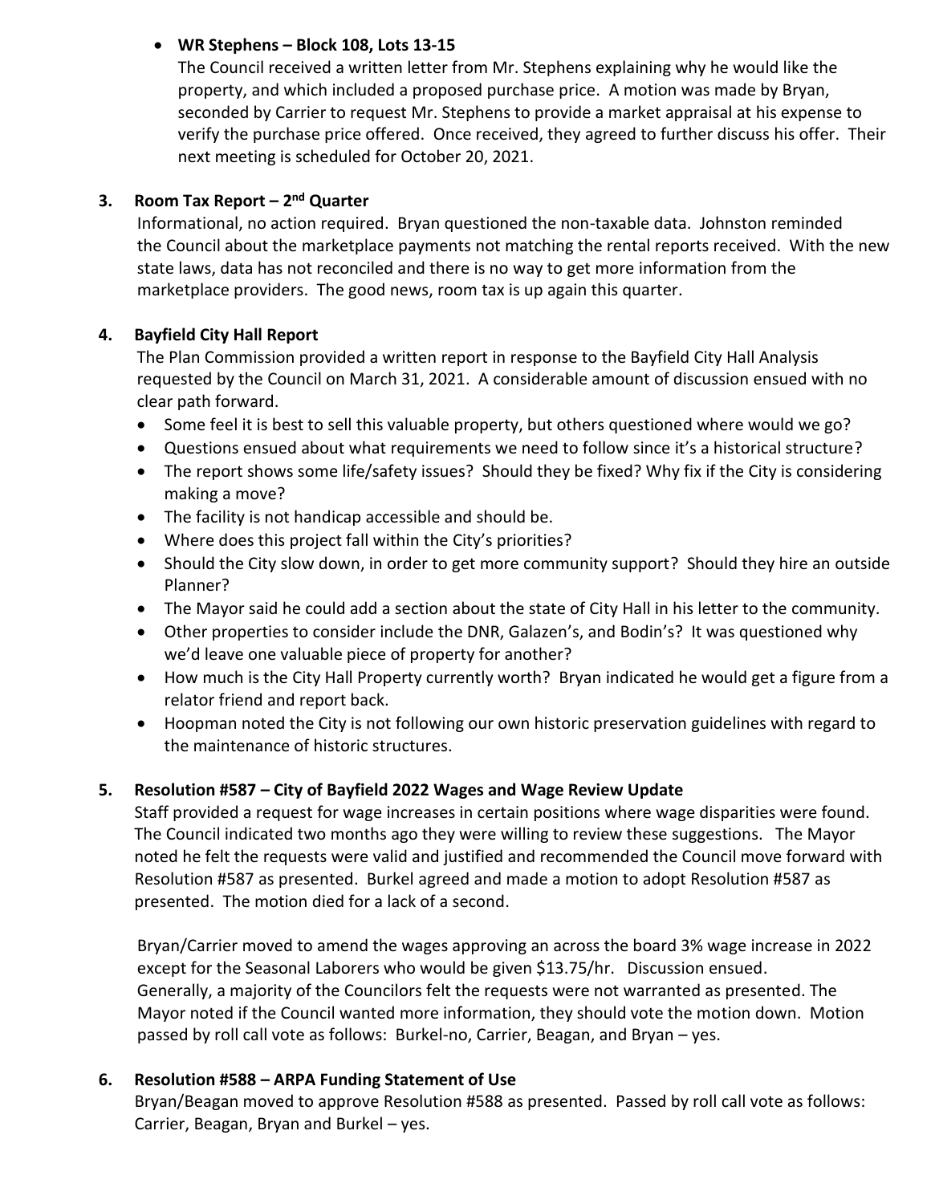- **WR Stephens – Block 108, Lots 13-15**

  The Council received a written letter from Mr. Stephens explaining why he would like the property, and which included a proposed purchase price. A motion was made by Bryan, seconded by Carrier to request Mr. Stephens to provide a market appraisal at his expense to verify the purchase price offered. Once received, they agreed to further discuss his offer. Their next meeting is scheduled for October 20, 2021.

**3. Room Tax Report – 2nd Quarter**

Informational, no action required. Bryan questioned the non-taxable data. Johnston reminded the Council about the marketplace payments not matching the rental reports received. With the new state laws, data has not reconciled and there is no way to get more information from the marketplace providers. The good news, room tax is up again this quarter.

**4. Bayfield City Hall Report**

The Plan Commission provided a written report in response to the Bayfield City Hall Analysis requested by the Council on March 31, 2021. A considerable amount of discussion ensued with no clear path forward.

- Some feel it is best to sell this valuable property, but others questioned where would we go?
- Questions ensued about what requirements we need to follow since it's a historical structure?
- The report shows some life/safety issues? Should they be fixed? Why fix if the City is considering making a move?
- The facility is not handicap accessible and should be.
- Where does this project fall within the City's priorities?
- Should the City slow down, in order to get more community support? Should they hire an outside Planner?
- The Mayor said he could add a section about the state of City Hall in his letter to the community.
- Other properties to consider include the DNR, Galazen's, and Bodin's? It was questioned why we'd leave one valuable piece of property for another?
- How much is the City Hall Property currently worth? Bryan indicated he would get a figure from a relator friend and report back.
- Hoopman noted the City is not following our own historic preservation guidelines with regard to the maintenance of historic structures.

**5. Resolution #587 – City of Bayfield 2022 Wages and Wage Review Update**

Staff provided a request for wage increases in certain positions where wage disparities were found. The Council indicated two months ago they were willing to review these suggestions. The Mayor noted he felt the requests were valid and justified and recommended the Council move forward with Resolution #587 as presented. Burkel agreed and made a motion to adopt Resolution #587 as presented. The motion died for a lack of a second.

Bryan/Carrier moved to amend the wages approving an across the board 3% wage increase in 2022 except for the Seasonal Laborers who would be given $13.75/hr. Discussion ensued. Generally, a majority of the Councilors felt the requests were not warranted as presented. The Mayor noted if the Council wanted more information, they should vote the motion down. Motion passed by roll call vote as follows: Burkel-no, Carrier, Beagan, and Bryan – yes.

**6. Resolution #588 – ARPA Funding Statement of Use**

Bryan/Beagan moved to approve Resolution #588 as presented. Passed by roll call vote as follows: Carrier, Beagan, Bryan and Burkel – yes.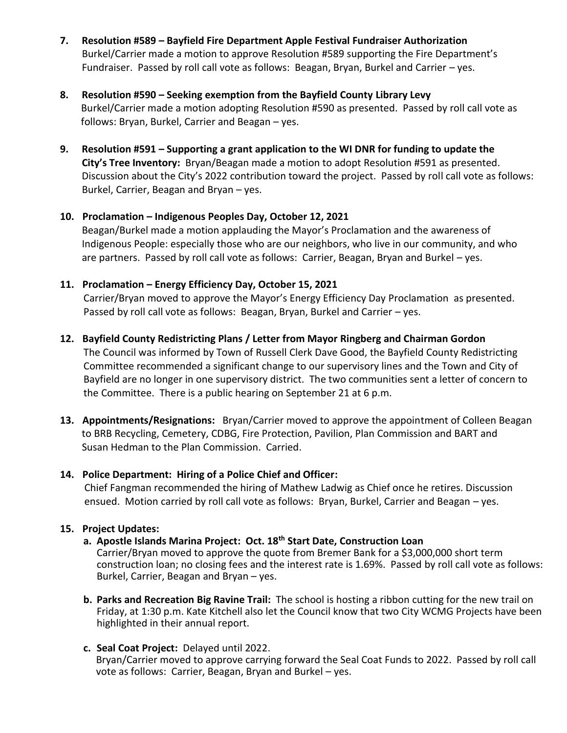7. **Resolution #589 – Bayfield Fire Department Apple Festival Fundraiser Authorization**
   Burkel/Carrier made a motion to approve Resolution #589 supporting the Fire Department's Fundraiser. Passed by roll call vote as follows: Beagan, Bryan, Burkel and Carrier – yes.

8. **Resolution #590 – Seeking exemption from the Bayfield County Library Levy**
   Burkel/Carrier made a motion adopting Resolution #590 as presented. Passed by roll call vote as follows: Bryan, Burkel, Carrier and Beagan – yes.

9. **Resolution #591 – Supporting a grant application to the WI DNR for funding to update the City's Tree Inventory:** Bryan/Beagan made a motion to adopt Resolution #591 as presented. Discussion about the City's 2022 contribution toward the project. Passed by roll call vote as follows: Burkel, Carrier, Beagan and Bryan – yes.

10. **Proclamation – Indigenous Peoples Day, October 12, 2021**
    Beagan/Burkel made a motion applauding the Mayor's Proclamation and the awareness of Indigenous People: especially those who are our neighbors, who live in our community, and who are partners. Passed by roll call vote as follows: Carrier, Beagan, Bryan and Burkel – yes.

11. **Proclamation – Energy Efficiency Day, October 15, 2021**
    Carrier/Bryan moved to approve the Mayor's Energy Efficiency Day Proclamation as presented. Passed by roll call vote as follows: Beagan, Bryan, Burkel and Carrier – yes.

12. **Bayfield County Redistricting Plans / Letter from Mayor Ringberg and Chairman Gordon**
    The Council was informed by Town of Russell Clerk Dave Good, the Bayfield County Redistricting Committee recommended a significant change to our supervisory lines and the Town and City of Bayfield are no longer in one supervisory district. The two communities sent a letter of concern to the Committee. There is a public hearing on September 21 at 6 p.m.

13. **Appointments/Resignations:** Bryan/Carrier moved to approve the appointment of Colleen Beagan to BRB Recycling, Cemetery, CDBG, Fire Protection, Pavilion, Plan Commission and BART and Susan Hedman to the Plan Commission. Carried.

14. **Police Department: Hiring of a Police Chief and Officer:**
    Chief Fangman recommended the hiring of Mathew Ladwig as Chief once he retires. Discussion ensued. Motion carried by roll call vote as follows: Bryan, Burkel, Carrier and Beagan – yes.

15. **Project Updates:**
    a. **Apostle Islands Marina Project: Oct. 18th Start Date, Construction Loan**
       Carrier/Bryan moved to approve the quote from Bremer Bank for a $3,000,000 short term construction loan; no closing fees and the interest rate is 1.69%. Passed by roll call vote as follows: Burkel, Carrier, Beagan and Bryan – yes.

    b. **Parks and Recreation Big Ravine Trail:** The school is hosting a ribbon cutting for the new trail on Friday, at 1:30 p.m. Kate Kitchell also let the Council know that two City WCMG Projects have been highlighted in their annual report.

    c. **Seal Coat Project:** Delayed until 2022.
       Bryan/Carrier moved to approve carrying forward the Seal Coat Funds to 2022. Passed by roll call vote as follows: Carrier, Beagan, Bryan and Burkel – yes.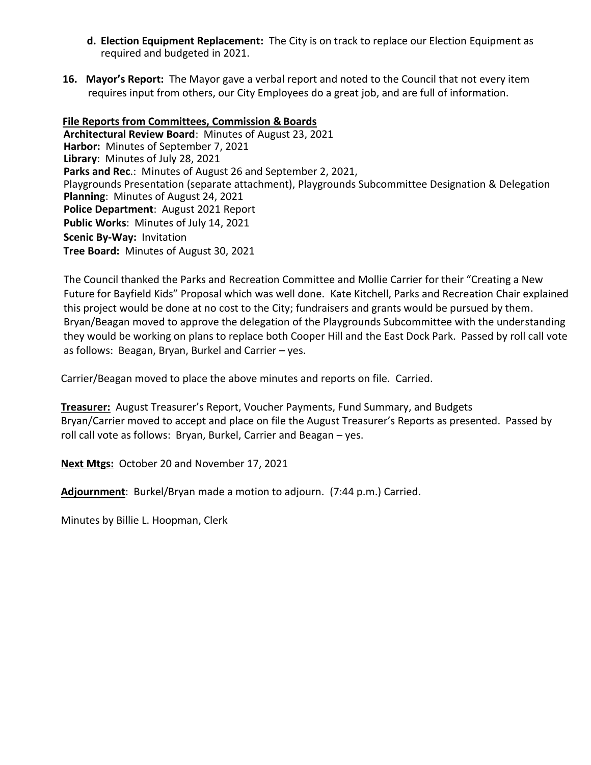d. **Election Equipment Replacement:** The City is on track to replace our Election Equipment as required and budgeted in 2021.

16. **Mayor's Report:** The Mayor gave a verbal report and noted to the Council that not every item requires input from others, our City Employees do a great job, and are full of information.

**File Reports from Committees, Commission & Boards**

**Architectural Review Board**: Minutes of August 23, 2021
**Harbor:** Minutes of September 7, 2021
**Library**: Minutes of July 28, 2021
**Parks and Rec.**: Minutes of August 26 and September 2, 2021,
Playgrounds Presentation (separate attachment), Playgrounds Subcommittee Designation & Delegation
**Planning**: Minutes of August 24, 2021
**Police Department**: August 2021 Report
**Public Works**: Minutes of July 14, 2021
**Scenic By-Way:** Invitation
**Tree Board:** Minutes of August 30, 2021

The Council thanked the Parks and Recreation Committee and Mollie Carrier for their "Creating a New Future for Bayfield Kids" Proposal which was well done. Kate Kitchell, Parks and Recreation Chair explained this project would be done at no cost to the City; fundraisers and grants would be pursued by them. Bryan/Beagan moved to approve the delegation of the Playgrounds Subcommittee with the understanding they would be working on plans to replace both Cooper Hill and the East Dock Park. Passed by roll call vote as follows: Beagan, Bryan, Burkel and Carrier – yes.

Carrier/Beagan moved to place the above minutes and reports on file. Carried.

**Treasurer:** August Treasurer's Report, Voucher Payments, Fund Summary, and Budgets
Bryan/Carrier moved to accept and place on file the August Treasurer's Reports as presented. Passed by roll call vote as follows: Bryan, Burkel, Carrier and Beagan – yes.

**Next Mtgs:** October 20 and November 17, 2021

**Adjournment**: Burkel/Bryan made a motion to adjourn. (7:44 p.m.) Carried.

Minutes by Billie L. Hoopman, Clerk